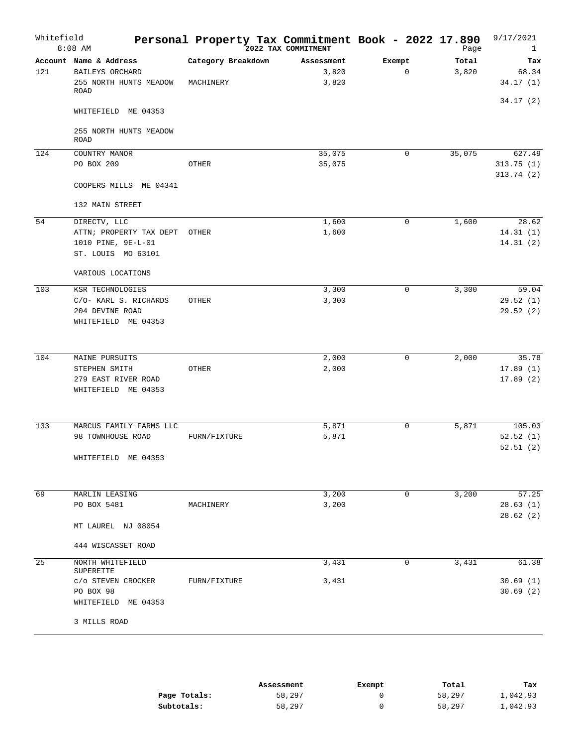# Personal Property Tax Commitment Book - 2022 17.890

Whitefield
8:08 AM

2022 TAX COMMITMENT

9/17/2021

| Account | Name & Address | Category Breakdown | Assessment | Exempt | Total | Tax |
|---|---|---|---|---|---|---|
| 121 | BAILEYS ORCHARD | | 3,820 | 0 | 3,820 | 68.34 |
| | 255 NORTH HUNTS MEADOW ROAD | MACHINERY | 3,820 | | | 34.17 (1) |
| | | | | | | 34.17 (2) |
| | WHITEFIELD ME 04353 | | | | | |
| | 255 NORTH HUNTS MEADOW ROAD | | | | | |
| 124 | COUNTRY MANOR | | 35,075 | 0 | 35,075 | 627.49 |
| | PO BOX 209 | OTHER | 35,075 | | | 313.75 (1) |
| | | | | | | 313.74 (2) |
| | COOPERS MILLS ME 04341 | | | | | |
| | 132 MAIN STREET | | | | | |
| 54 | DIRECTV, LLC | | 1,600 | 0 | 1,600 | 28.62 |
| | ATTN; PROPERTY TAX DEPT | OTHER | 1,600 | | | 14.31 (1) |
| | 1010 PINE, 9E-L-01 | | | | | 14.31 (2) |
| | ST. LOUIS MO 63101 | | | | | |
| | VARIOUS LOCATIONS | | | | | |
| 103 | KSR TECHNOLOGIES | | 3,300 | 0 | 3,300 | 59.04 |
| | C/O- KARL S. RICHARDS | OTHER | 3,300 | | | 29.52 (1) |
| | 204 DEVINE ROAD | | | | | 29.52 (2) |
| | WHITEFIELD ME 04353 | | | | | |
| 104 | MAINE PURSUITS | | 2,000 | 0 | 2,000 | 35.78 |
| | STEPHEN SMITH | OTHER | 2,000 | | | 17.89 (1) |
| | 279 EAST RIVER ROAD | | | | | 17.89 (2) |
| | WHITEFIELD ME 04353 | | | | | |
| 133 | MARCUS FAMILY FARMS LLC | | 5,871 | 0 | 5,871 | 105.03 |
| | 98 TOWNHOUSE ROAD | FURN/FIXTURE | 5,871 | | | 52.52 (1) |
| | | | | | | 52.51 (2) |
| | WHITEFIELD ME 04353 | | | | | |
| 69 | MARLIN LEASING | | 3,200 | 0 | 3,200 | 57.25 |
| | PO BOX 5481 | MACHINERY | 3,200 | | | 28.63 (1) |
| | | | | | | 28.62 (2) |
| | MT LAUREL NJ 08054 | | | | | |
| | 444 WISCASSET ROAD | | | | | |
| 25 | NORTH WHITEFIELD SUPERETTE | | 3,431 | 0 | 3,431 | 61.38 |
| | c/o STEVEN CROCKER | FURN/FIXTURE | 3,431 | | | 30.69 (1) |
| | PO BOX 98 | | | | | 30.69 (2) |
| | WHITEFIELD ME 04353 | | | | | |
| | 3 MILLS ROAD | | | | | |

| | Assessment | Exempt | Total | Tax |
|---|---|---|---|---|
| **Page Totals:** | 58,297 | 0 | 58,297 | 1,042.93 |
| **Subtotals:** | 58,297 | 0 | 58,297 | 1,042.93 |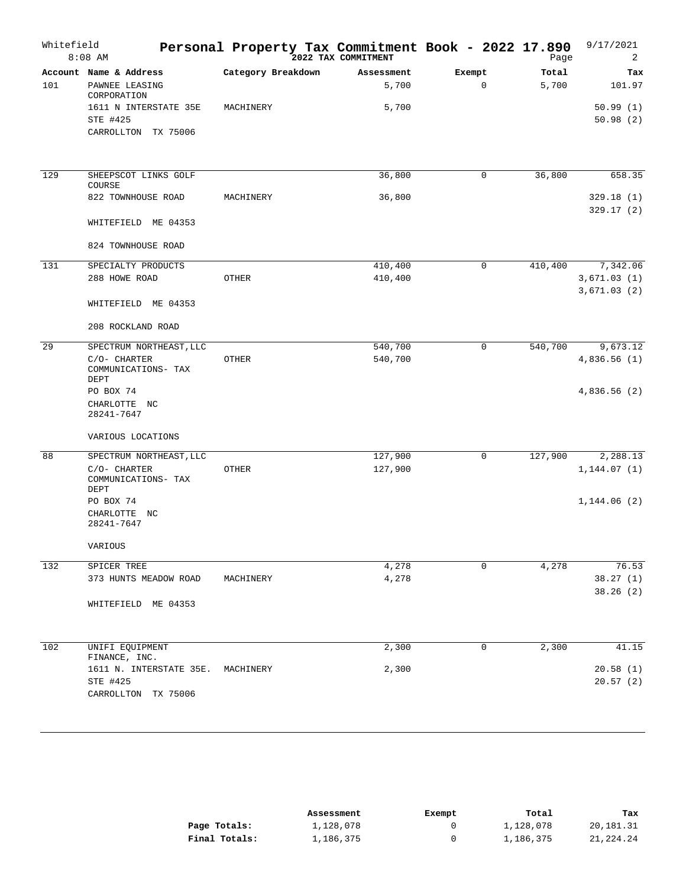Whitefield 8:08 AM

# Personal Property Tax Commitment Book - 2022 17.890

2022 TAX COMMITMENT

9/17/2021

| Account | Name & Address | Category Breakdown | Assessment | Exempt | Total | Tax |
|---|---|---|---|---|---|---|
| 101 | PAWNEE LEASING CORPORATION | | 5,700 | 0 | 5,700 | 101.97 |
| | 1611 N INTERSTATE 35E | MACHINERY | 5,700 | | | 50.99 (1) |
| | STE #425 | | | | | 50.98 (2) |
| | CARROLLTON TX 75006 | | | | | |
| 129 | SHEEPSCOT LINKS GOLF COURSE | | 36,800 | 0 | 36,800 | 658.35 |
| | 822 TOWNHOUSE ROAD | MACHINERY | 36,800 | | | 329.18 (1) |
| | | | | | | 329.17 (2) |
| | WHITEFIELD ME 04353 | | | | | |
| | 824 TOWNHOUSE ROAD | | | | | |
| 131 | SPECIALTY PRODUCTS | | 410,400 | 0 | 410,400 | 7,342.06 |
| | 288 HOWE ROAD | OTHER | 410,400 | | | 3,671.03 (1) |
| | | | | | | 3,671.03 (2) |
| | WHITEFIELD ME 04353 | | | | | |
| | 208 ROCKLAND ROAD | | | | | |
| 29 | SPECTRUM NORTHEAST,LLC | | 540,700 | 0 | 540,700 | 9,673.12 |
| | C/O- CHARTER COMMUNICATIONS- TAX DEPT | OTHER | 540,700 | | | 4,836.56 (1) |
| | PO BOX 74 | | | | | 4,836.56 (2) |
| | CHARLOTTE NC 28241-7647 | | | | | |
| | VARIOUS LOCATIONS | | | | | |
| 88 | SPECTRUM NORTHEAST,LLC | | 127,900 | 0 | 127,900 | 2,288.13 |
| | C/O- CHARTER COMMUNICATIONS- TAX DEPT | OTHER | 127,900 | | | 1,144.07 (1) |
| | PO BOX 74 | | | | | 1,144.06 (2) |
| | CHARLOTTE NC 28241-7647 | | | | | |
| | VARIOUS | | | | | |
| 132 | SPICER TREE | | 4,278 | 0 | 4,278 | 76.53 |
| | 373 HUNTS MEADOW ROAD | MACHINERY | 4,278 | | | 38.27 (1) |
| | | | | | | 38.26 (2) |
| | WHITEFIELD ME 04353 | | | | | |
| 102 | UNIFI EQUIPMENT FINANCE, INC. | | 2,300 | 0 | 2,300 | 41.15 |
| | 1611 N. INTERSTATE 35E. | MACHINERY | 2,300 | | | 20.58 (1) |
| | STE #425 | | | | | 20.57 (2) |
| | CARROLLTON TX 75006 | | | | | |

| | Assessment | Exempt | Total | Tax |
|---|---|---|---|---|
| **Page Totals:** | 1,128,078 | 0 | 1,128,078 | 20,181.31 |
| **Final Totals:** | 1,186,375 | 0 | 1,186,375 | 21,224.24 |